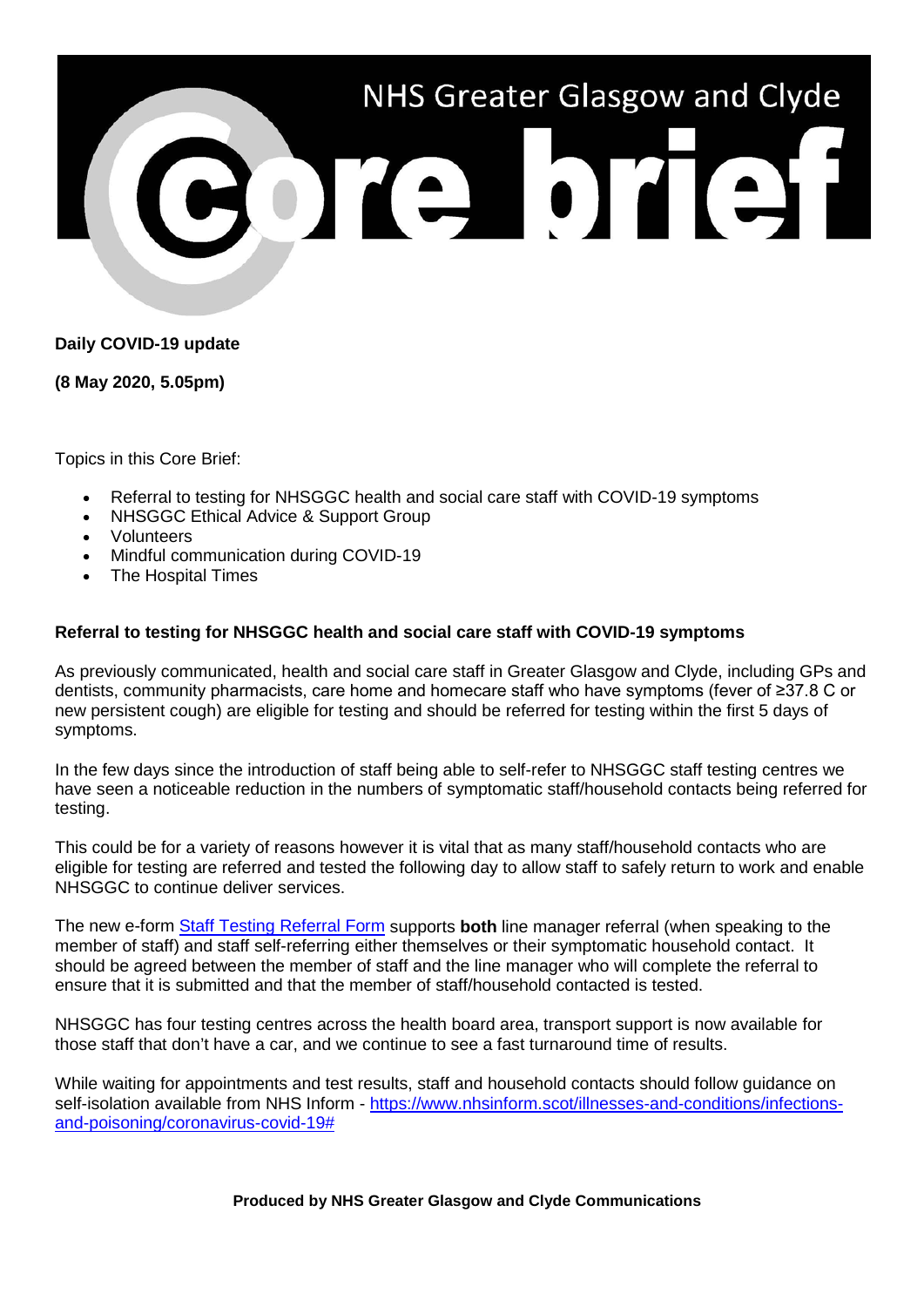# NHS Greater Glasgow and Clyde Core brief

**Daily COVID-19 update**

**(8 May 2020, 5.05pm)**

Topics in this Core Brief:

- Referral to testing for NHSGGC health and social care staff with COVID-19 symptoms
- NHSGGC Ethical Advice & Support Group
- Volunteers
- Mindful communication during COVID-19
- The Hospital Times

## Referral to testing for NHSGGC health and social care staff with COVID-19 symptoms

As previously communicated, health and social care staff in Greater Glasgow and Clyde, including GPs and dentists, community pharmacists, care home and homecare staff who have symptoms (fever of ≥37.8 C or new persistent cough) are eligible for testing and should be referred for testing within the first 5 days of symptoms.

In the few days since the introduction of staff being able to self-refer to NHSGGC staff testing centres we have seen a noticeable reduction in the numbers of symptomatic staff/household contacts being referred for testing.

This could be for a variety of reasons however it is vital that as many staff/household contacts who are eligible for testing are referred and tested the following day to allow staff to safely return to work and enable NHSGGC to continue deliver services.

The new e-form [Staff Testing Referral Form] supports **both** line manager referral (when speaking to the member of staff) and staff self-referring either themselves or their symptomatic household contact. It should be agreed between the member of staff and the line manager who will complete the referral to ensure that it is submitted and that the member of staff/household contacted is tested.

NHSGGC has four testing centres across the health board area, transport support is now available for those staff that don't have a car, and we continue to see a fast turnaround time of results.

While waiting for appointments and test results, staff and household contacts should follow guidance on self-isolation available from NHS Inform - https://www.nhsinform.scot/illnesses-and-conditions/infections-and-poisoning/coronavirus-covid-19#

**Produced by NHS Greater Glasgow and Clyde Communications**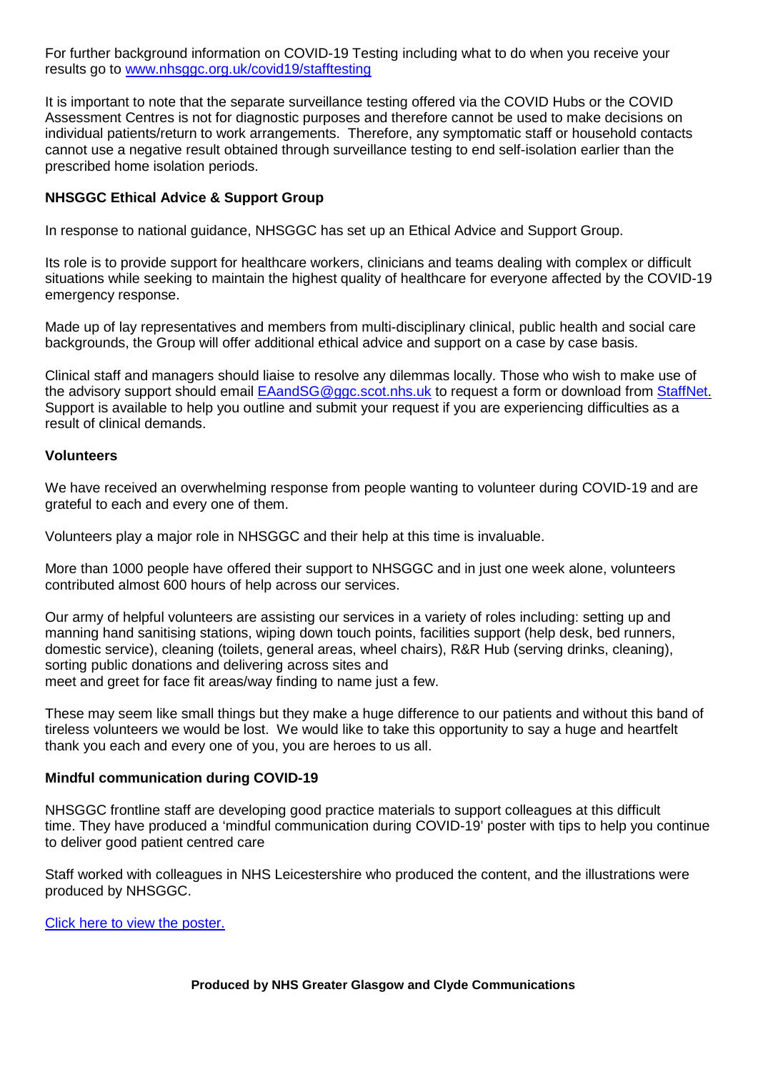For further background information on COVID-19 Testing including what to do when you receive your results go to [www.nhsggc.org.uk/covid19/stafftesting](http://www.nhsggc.org.uk/covid19/stafftesting)

It is important to note that the separate surveillance testing offered via the COVID Hubs or the COVID Assessment Centres is not for diagnostic purposes and therefore cannot be used to make decisions on individual patients/return to work arrangements. Therefore, any symptomatic staff or household contacts cannot use a negative result obtained through surveillance testing to end self-isolation earlier than the prescribed home isolation periods.

**NHSGGC Ethical Advice & Support Group**

In response to national guidance, NHSGGC has set up an Ethical Advice and Support Group.

Its role is to provide support for healthcare workers, clinicians and teams dealing with complex or difficult situations while seeking to maintain the highest quality of healthcare for everyone affected by the COVID-19 emergency response.

Made up of lay representatives and members from multi-disciplinary clinical, public health and social care backgrounds, the Group will offer additional ethical advice and support on a case by case basis.

Clinical staff and managers should liaise to resolve any dilemmas locally. Those who wish to make use of the advisory support should email [EAandSG@ggc.scot.nhs.uk](mailto:EAandSG@ggc.scot.nhs.uk) to request a form or download from [StaffNet.](#) Support is available to help you outline and submit your request if you are experiencing difficulties as a result of clinical demands.

**Volunteers**

We have received an overwhelming response from people wanting to volunteer during COVID-19 and are grateful to each and every one of them.

Volunteers play a major role in NHSGGC and their help at this time is invaluable.

More than 1000 people have offered their support to NHSGGC and in just one week alone, volunteers contributed almost 600 hours of help across our services.

Our army of helpful volunteers are assisting our services in a variety of roles including: setting up and manning hand sanitising stations, wiping down touch points, facilities support (help desk, bed runners, domestic service), cleaning (toilets, general areas, wheel chairs), R&R Hub (serving drinks, cleaning), sorting public donations and delivering across sites and
meet and greet for face fit areas/way finding to name just a few.

These may seem like small things but they make a huge difference to our patients and without this band of tireless volunteers we would be lost. We would like to take this opportunity to say a huge and heartfelt thank you each and every one of you, you are heroes to us all.

**Mindful communication during COVID-19**

NHSGGC frontline staff are developing good practice materials to support colleagues at this difficult time. They have produced a 'mindful communication during COVID-19' poster with tips to help you continue to deliver good patient centred care

Staff worked with colleagues in NHS Leicestershire who produced the content, and the illustrations were produced by NHSGGC.

[Click here to view the poster.](#)

**Produced by NHS Greater Glasgow and Clyde Communications**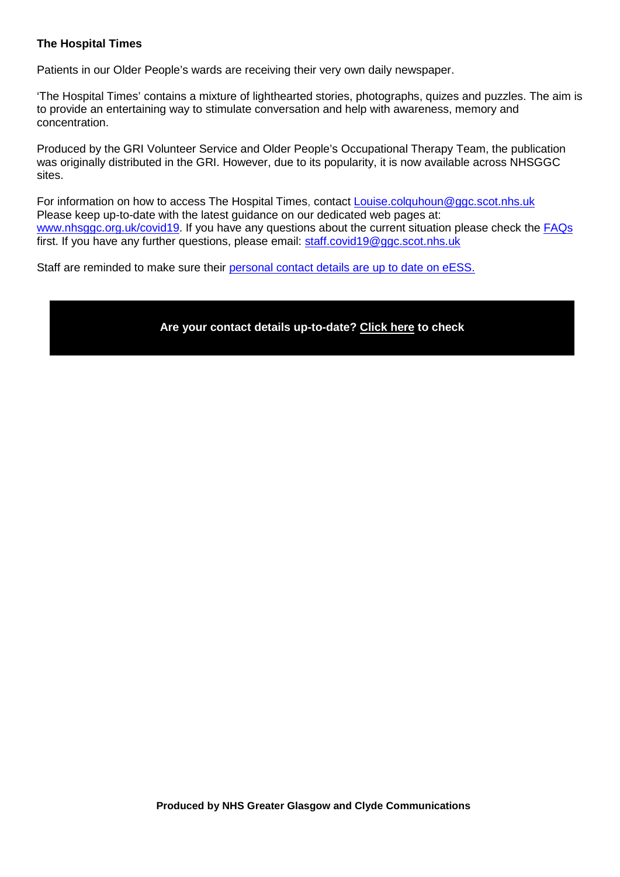**The Hospital Times**

Patients in our Older People's wards are receiving their very own daily newspaper.

'The Hospital Times' contains a mixture of lighthearted stories, photographs, quizes and puzzles. The aim is to provide an entertaining way to stimulate conversation and help with awareness, memory and concentration.

Produced by the GRI Volunteer Service and Older People's Occupational Therapy Team, the publication was originally distributed in the GRI. However, due to its popularity, it is now available across NHSGGC sites.

For information on how to access The Hospital Times, contact Louise.colquhoun@ggc.scot.nhs.uk
Please keep up-to-date with the latest guidance on our dedicated web pages at: www.nhsggc.org.uk/covid19. If you have any questions about the current situation please check the FAQs first. If you have any further questions, please email: staff.covid19@ggc.scot.nhs.uk

Staff are reminded to make sure their personal contact details are up to date on eESS.

**Are your contact details up-to-date? Click here to check**

**Produced by NHS Greater Glasgow and Clyde Communications**